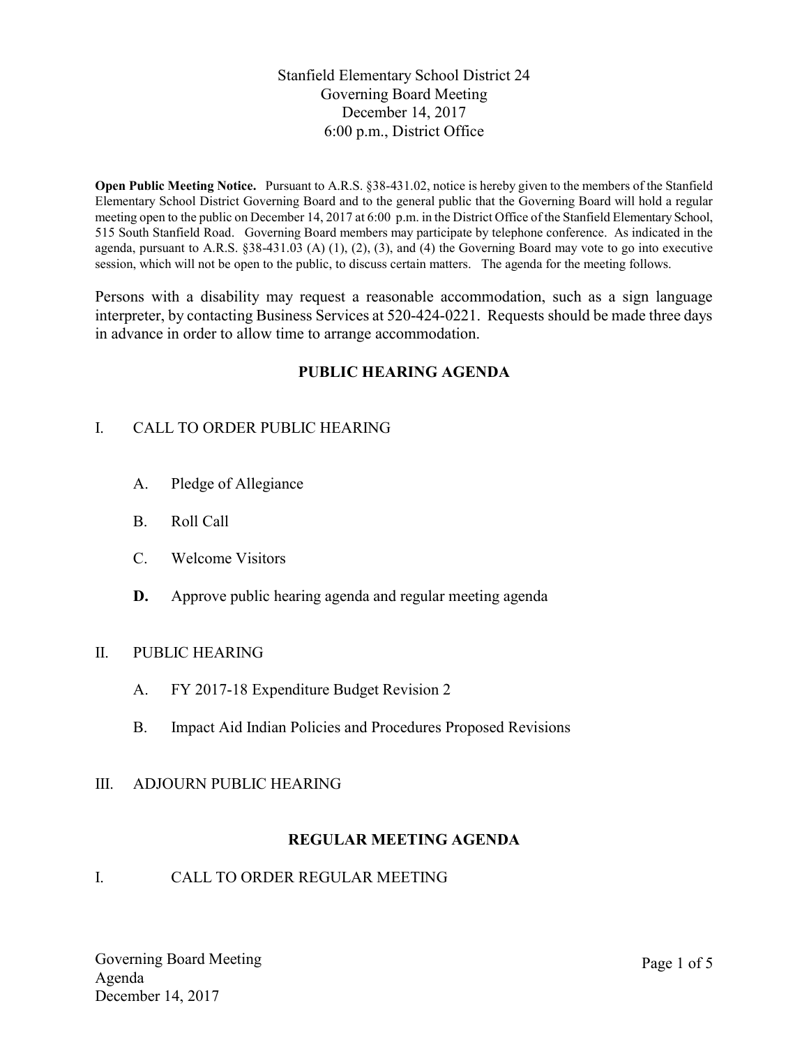# Stanfield Elementary School District 24
## Governing Board Meeting
## December 14, 2017
## 6:00 p.m., District Office

**Open Public Meeting Notice.** Pursuant to A.R.S. §38-431.02, notice is hereby given to the members of the Stanfield Elementary School District Governing Board and to the general public that the Governing Board will hold a regular meeting open to the public on December 14, 2017 at 6:00 p.m. in the District Office of the Stanfield Elementary School, 515 South Stanfield Road. Governing Board members may participate by telephone conference. As indicated in the agenda, pursuant to A.R.S. §38-431.03 (A) (1), (2), (3), and (4) the Governing Board may vote to go into executive session, which will not be open to the public, to discuss certain matters. The agenda for the meeting follows.

Persons with a disability may request a reasonable accommodation, such as a sign language interpreter, by contacting Business Services at 520-424-0221. Requests should be made three days in advance in order to allow time to arrange accommodation.

## PUBLIC HEARING AGENDA

I. CALL TO ORDER PUBLIC HEARING

- A. Pledge of Allegiance
- B. Roll Call
- C. Welcome Visitors
- **D.** Approve public hearing agenda and regular meeting agenda

II. PUBLIC HEARING

- A. FY 2017-18 Expenditure Budget Revision 2
- B. Impact Aid Indian Policies and Procedures Proposed Revisions

III. ADJOURN PUBLIC HEARING

## REGULAR MEETING AGENDA

I. CALL TO ORDER REGULAR MEETING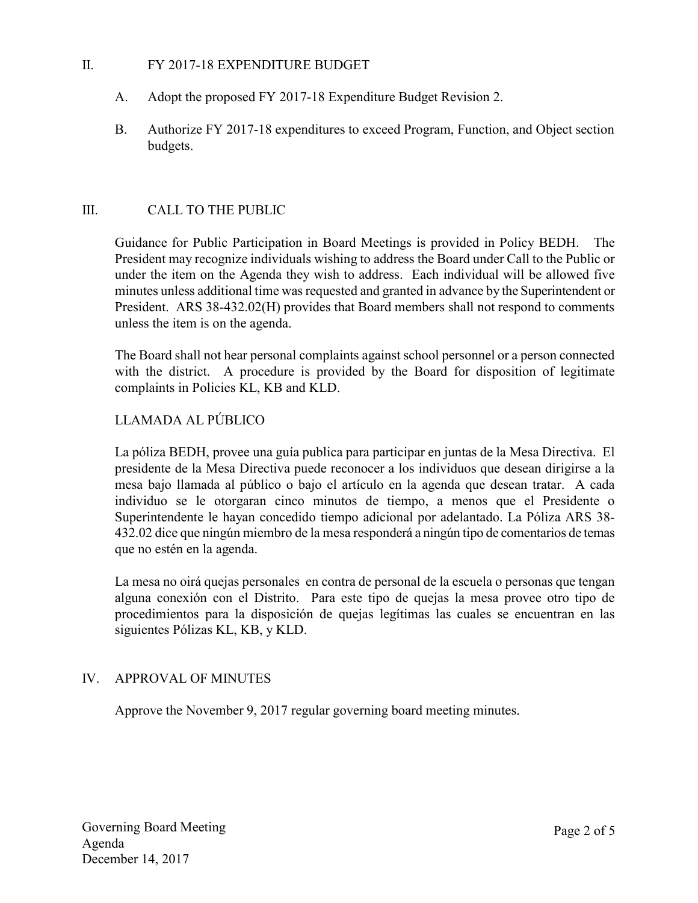## II. FY 2017-18 EXPENDITURE BUDGET

A. Adopt the proposed FY 2017-18 Expenditure Budget Revision 2.

B. Authorize FY 2017-18 expenditures to exceed Program, Function, and Object section budgets.

## III. CALL TO THE PUBLIC

Guidance for Public Participation in Board Meetings is provided in Policy BEDH. The President may recognize individuals wishing to address the Board under Call to the Public or under the item on the Agenda they wish to address. Each individual will be allowed five minutes unless additional time was requested and granted in advance by the Superintendent or President. ARS 38-432.02(H) provides that Board members shall not respond to comments unless the item is on the agenda.

The Board shall not hear personal complaints against school personnel or a person connected with the district. A procedure is provided by the Board for disposition of legitimate complaints in Policies KL, KB and KLD.

### LLAMADA AL PÚBLICO

La póliza BEDH, provee una guía publica para participar en juntas de la Mesa Directiva. El presidente de la Mesa Directiva puede reconocer a los individuos que desean dirigirse a la mesa bajo llamada al público o bajo el artículo en la agenda que desean tratar. A cada individuo se le otorgaran cinco minutos de tiempo, a menos que el Presidente o Superintendente le hayan concedido tiempo adicional por adelantado. La Póliza ARS 38-432.02 dice que ningún miembro de la mesa responderá a ningún tipo de comentarios de temas que no estén en la agenda.

La mesa no oirá quejas personales en contra de personal de la escuela o personas que tengan alguna conexión con el Distrito. Para este tipo de quejas la mesa provee otro tipo de procedimientos para la disposición de quejas legítimas las cuales se encuentran en las siguientes Pólizas KL, KB, y KLD.

## IV. APPROVAL OF MINUTES

Approve the November 9, 2017 regular governing board meeting minutes.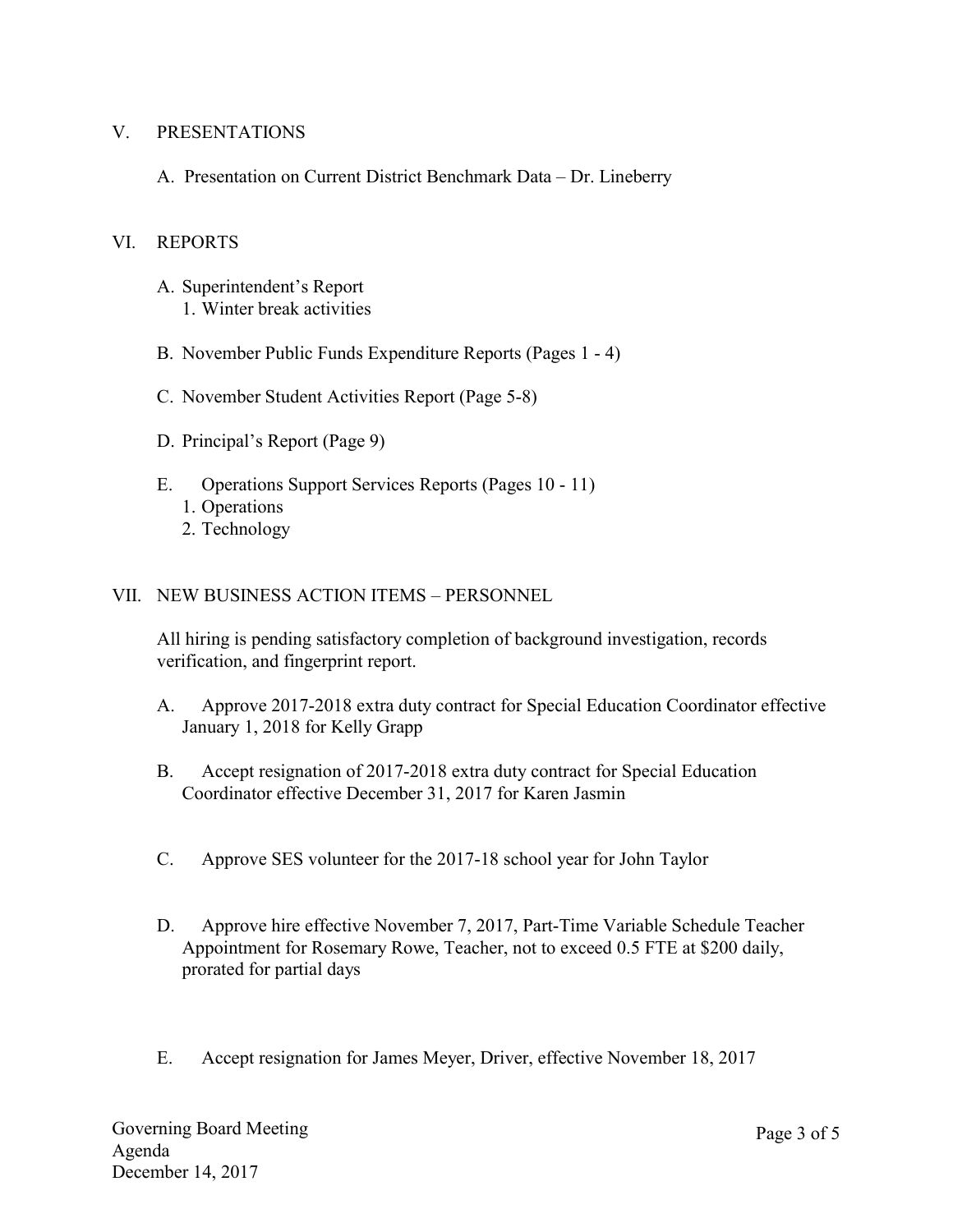## V. PRESENTATIONS

A. Presentation on Current District Benchmark Data – Dr. Lineberry

## VI. REPORTS

A. Superintendent's Report
   1. Winter break activities

B. November Public Funds Expenditure Reports (Pages 1 - 4)

C. November Student Activities Report (Page 5-8)

D. Principal's Report (Page 9)

E. Operations Support Services Reports (Pages 10 - 11)
   1. Operations
   2. Technology

## VII. NEW BUSINESS ACTION ITEMS – PERSONNEL

All hiring is pending satisfactory completion of background investigation, records verification, and fingerprint report.

A. Approve 2017-2018 extra duty contract for Special Education Coordinator effective January 1, 2018 for Kelly Grapp

B. Accept resignation of 2017-2018 extra duty contract for Special Education Coordinator effective December 31, 2017 for Karen Jasmin

C. Approve SES volunteer for the 2017-18 school year for John Taylor

D. Approve hire effective November 7, 2017, Part-Time Variable Schedule Teacher Appointment for Rosemary Rowe, Teacher, not to exceed 0.5 FTE at $200 daily, prorated for partial days

E. Accept resignation for James Meyer, Driver, effective November 18, 2017

Governing Board Meeting
Agenda
December 14, 2017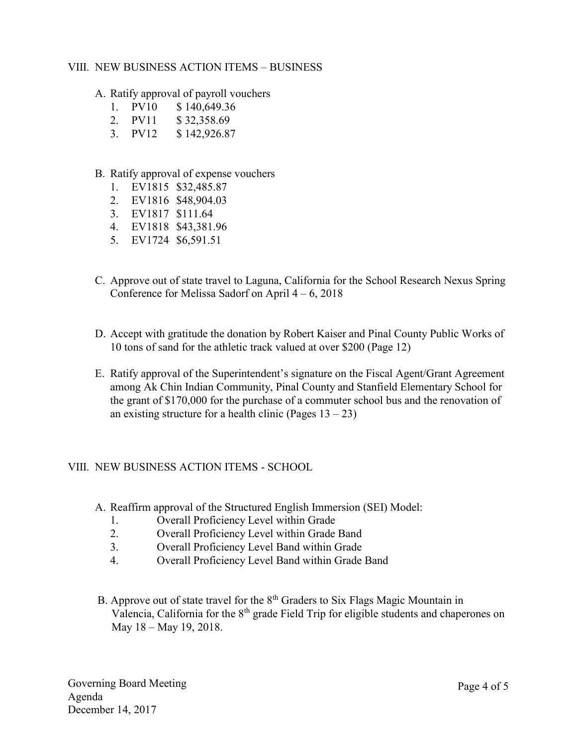## VIII. NEW BUSINESS ACTION ITEMS – BUSINESS

A. Ratify approval of payroll vouchers
   1. PV10 $ 140,649.36
   2. PV11 $ 32,358.69
   3. PV12 $ 142,926.87

B. Ratify approval of expense vouchers
   1. EV1815 $32,485.87
   2. EV1816 $48,904.03
   3. EV1817 $111.64
   4. EV1818 $43,381.96
   5. EV1724 $6,591.51

C. Approve out of state travel to Laguna, California for the School Research Nexus Spring Conference for Melissa Sadorf on April 4 – 6, 2018

D. Accept with gratitude the donation by Robert Kaiser and Pinal County Public Works of 10 tons of sand for the athletic track valued at over $200 (Page 12)

E. Ratify approval of the Superintendent's signature on the Fiscal Agent/Grant Agreement among Ak Chin Indian Community, Pinal County and Stanfield Elementary School for the grant of $170,000 for the purchase of a commuter school bus and the renovation of an existing structure for a health clinic (Pages 13 – 23)

## VIII. NEW BUSINESS ACTION ITEMS - SCHOOL

A. Reaffirm approval of the Structured English Immersion (SEI) Model:
   1. Overall Proficiency Level within Grade
   2. Overall Proficiency Level within Grade Band
   3. Overall Proficiency Level Band within Grade
   4. Overall Proficiency Level Band within Grade Band

B. Approve out of state travel for the 8th Graders to Six Flags Magic Mountain in Valencia, California for the 8th grade Field Trip for eligible students and chaperones on May 18 – May 19, 2018.

Governing Board Meeting
Agenda
December 14, 2017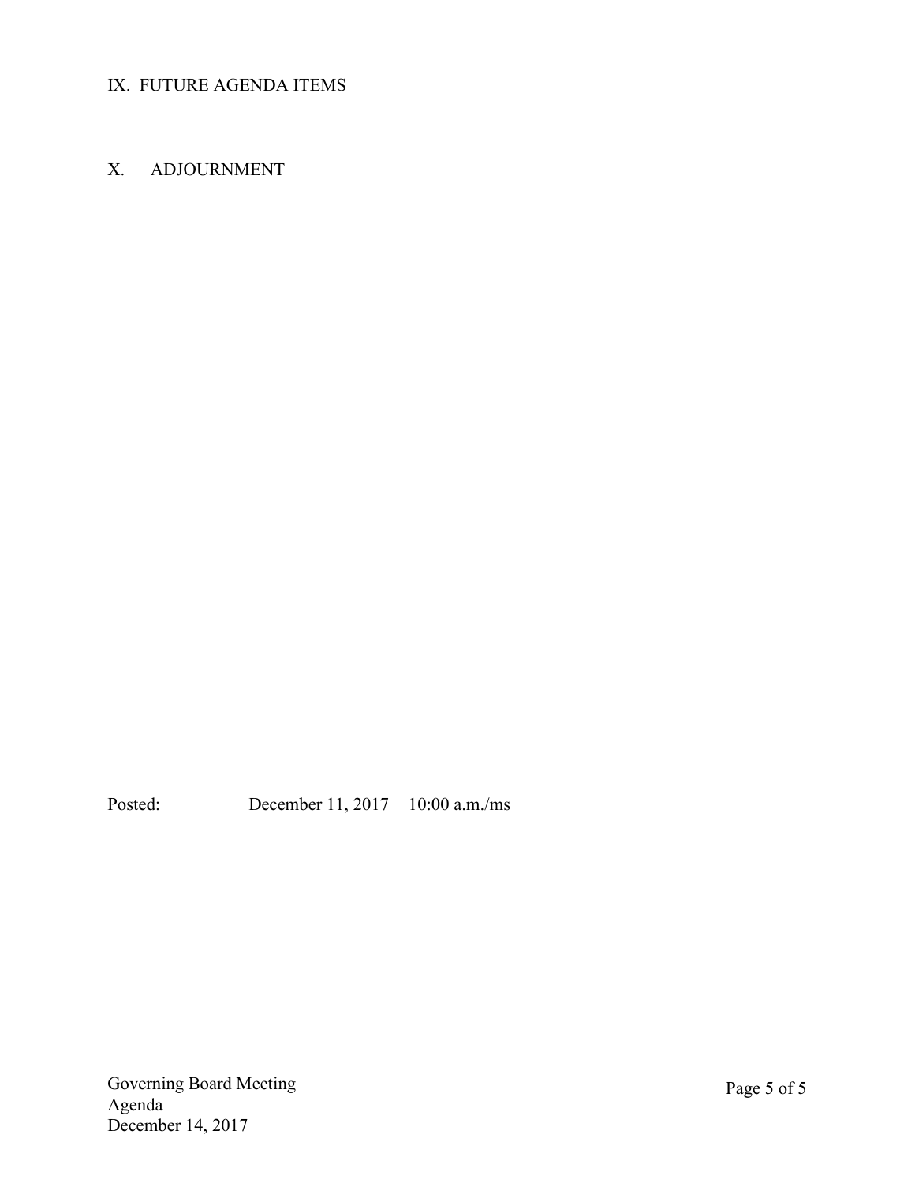IX. FUTURE AGENDA ITEMS

X. ADJOURNMENT

Posted: December 11, 2017 10:00 a.m./ms